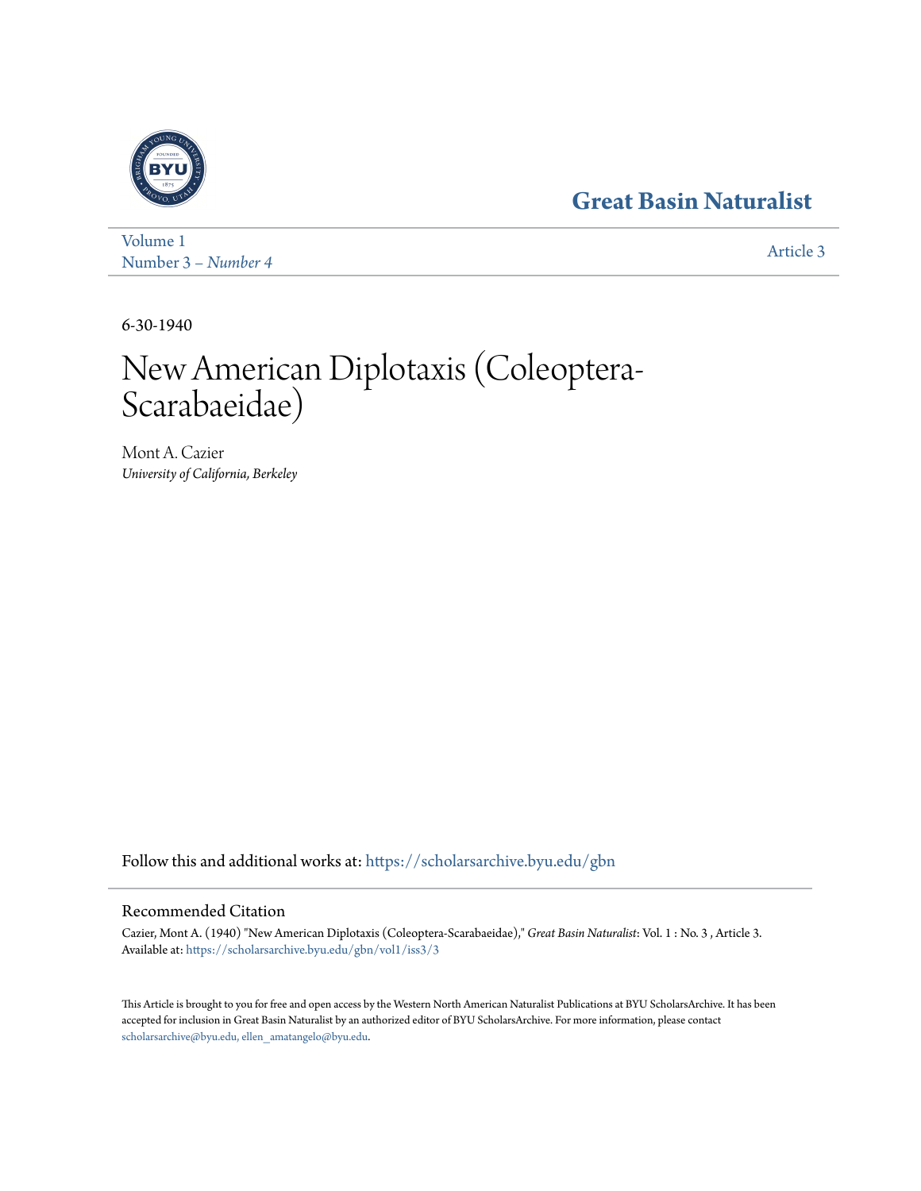Great Basin Naturalist

Volume 1
Number 3 – *Number 4*

Article 3

6-30-1940

# New American Diplotaxis (Coleoptera-Scarabaeidae)

Mont A. Cazier
*University of California, Berkeley*

Follow this and additional works at: https://scholarsarchive.byu.edu/gbn

## Recommended Citation

Cazier, Mont A. (1940) "New American Diplotaxis (Coleoptera-Scarabaeidae)," *Great Basin Naturalist*: Vol. 1 : No. 3 , Article 3.
Available at: https://scholarsarchive.byu.edu/gbn/vol1/iss3/3

This Article is brought to you for free and open access by the Western North American Naturalist Publications at BYU ScholarsArchive. It has been accepted for inclusion in Great Basin Naturalist by an authorized editor of BYU ScholarsArchive. For more information, please contact scholarsarchive@byu.edu, ellen_amatangelo@byu.edu.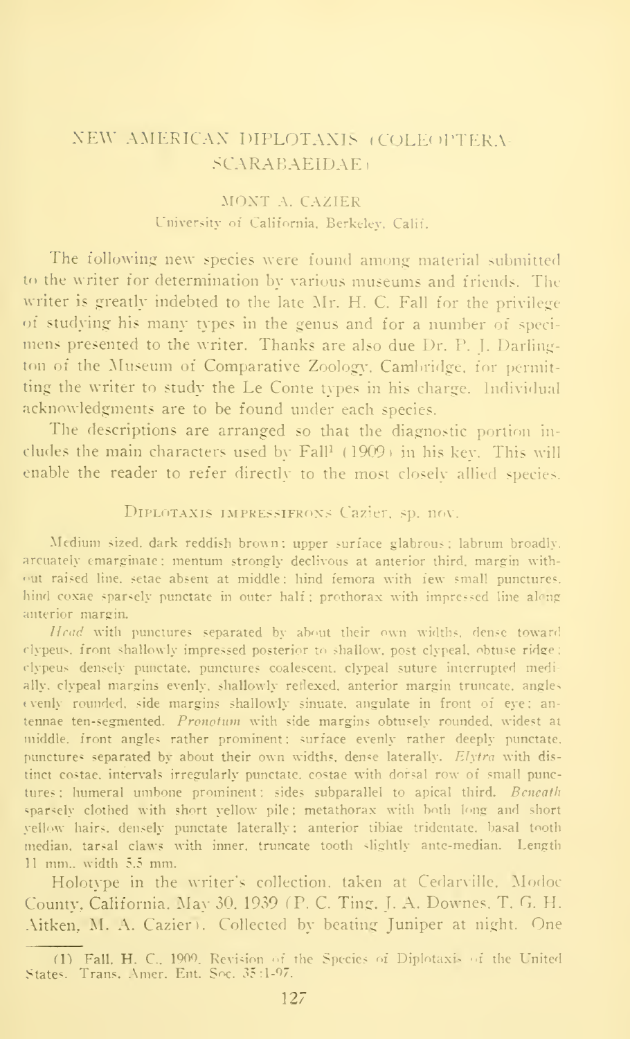## NEW AMERICAN DIPLOTAXIS (COLEOPTERA-SCARABAEIDAE)

MONT A. CAZIER
University of California, Berkeley, Calif.

The following new species were found among material submitted to the writer for determination by various museums and friends. The writer is greatly indebted to the late Mr. H. C. Fall for the privilege of studying his many types in the genus and for a number of specimens presented to the writer. Thanks are also due Dr. P. J. Darlington of the Museum of Comparative Zoology, Cambridge, for permitting the writer to study the Le Conte types in his charge. Individual acknowledgments are to be found under each species.

The descriptions are arranged so that the diagnostic portion includes the main characters used by Fall[1] (1909) in his key. This will enable the reader to refer directly to the most closely allied species.

### Diplotaxis impressifrons Cazier, sp. nov.

Medium sized, dark reddish brown; upper surface glabrous; labrum broadly, arcuately emarginate; mentum strongly declivous at anterior third, margin without raised line, setae absent at middle; hind femora with few small punctures, hind coxae sparsely punctate in outer half; prothorax with impressed line along anterior margin.

*Head* with punctures separated by about their own widths, dense toward clypeus, front shallowly impressed posterior to shallow, post clypeal, obtuse ridge; clypeus densely punctate, punctures coalescent, clypeal suture interrupted medially, clypeal margins evenly, shallowly reflexed, anterior margin truncate, angles evenly rounded, side margins shallowly sinuate, angulate in front of eye; antennae ten-segmented. *Pronotum* with side margins obtusely rounded, widest at middle, front angles rather prominent; surface evenly rather deeply punctate, punctures separated by about their own widths, dense laterally. *Elytra* with distinct costae, intervals irregularly punctate, costae with dorsal row of small punctures; humeral umbone prominent; sides subparallel to apical third. *Beneath* sparsely clothed with short yellow pile; metathorax with both long and short yellow hairs, densely punctate laterally; anterior tibiae tridentate, basal tooth median, tarsal claws with inner, truncate tooth slightly ante-median. Length 11 mm., width 5.5 mm.

Holotype in the writer's collection, taken at Cedarville, Modoc County, California, May 30, 1939 (P. C. Ting, J. A. Downes, T. G. H. Aitken, M. A. Cazier). Collected by beating Juniper at night. One

(1) Fall, H. C., 1909. Revision of the Species of Diplotaxis of the United States. Trans. Amer. Ent. Soc. 35:1-97.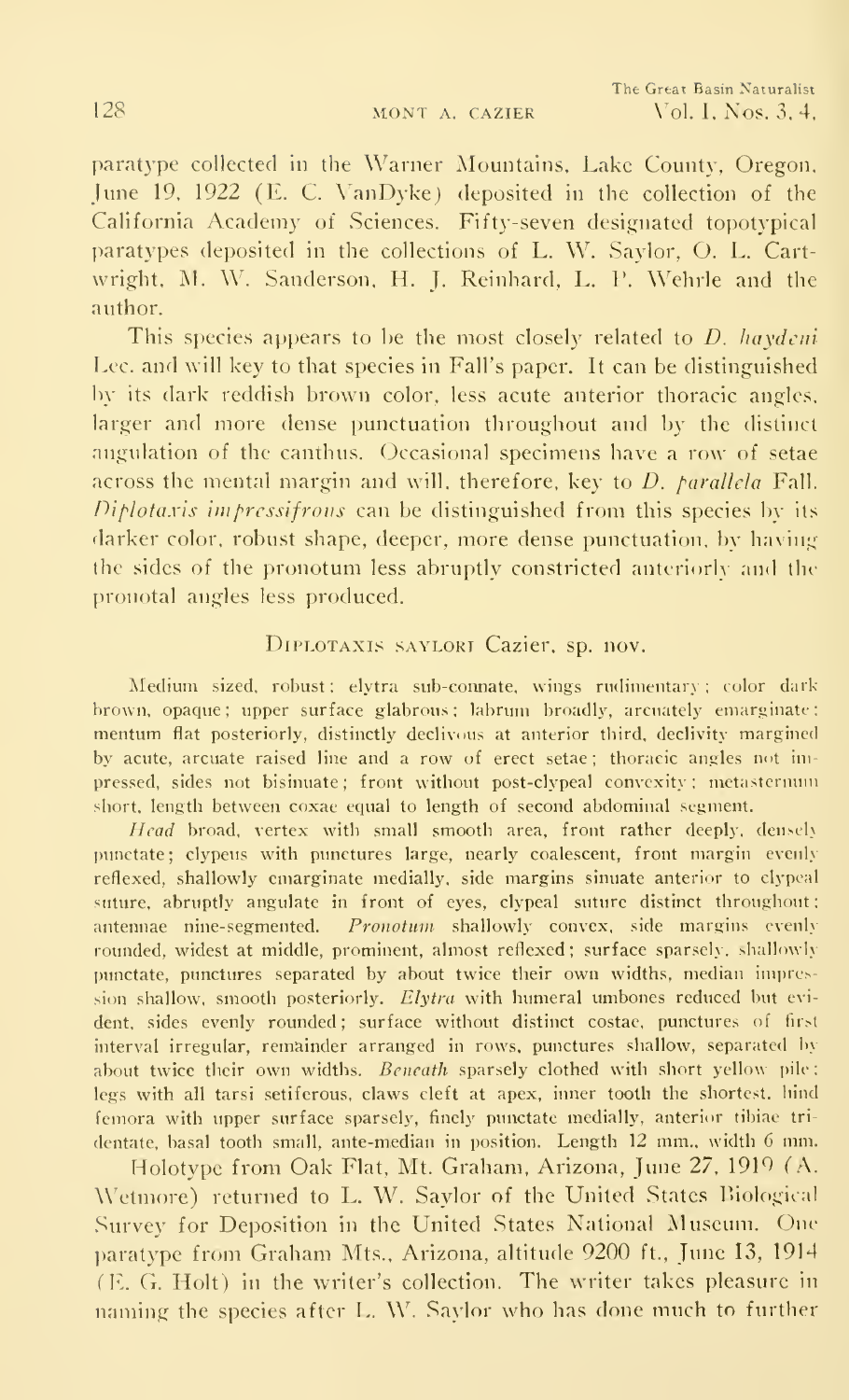paratype collected in the Warner Mountains, Lake County, Oregon, June 19, 1922 (E. C. VanDyke) deposited in the collection of the California Academy of Sciences. Fifty-seven designated topotypical paratypes deposited in the collections of L. W. Saylor, O. L. Cartwright, M. W. Sanderson, H. J. Reinhard, L. P. Wehrle and the author.

This species appears to be the most closely related to *D. haydeni* Lec. and will key to that species in Fall's paper. It can be distinguished by its dark reddish brown color, less acute anterior thoracic angles, larger and more dense punctuation throughout and by the distinct angulation of the canthus. Occasional specimens have a row of setae across the mental margin and will, therefore, key to *D. parallela* Fall. *Diplotaxis impressifrons* can be distinguished from this species by its darker color, robust shape, deeper, more dense punctuation, by having the sides of the pronotum less abruptly constricted anteriorly and the pronotal angles less produced.

## Diplotaxis saylori Cazier, sp. nov.

Medium sized, robust; elytra sub-connate, wings rudimentary; color dark brown, opaque; upper surface glabrous; labrum broadly, arcuately emarginate; mentum flat posteriorly, distinctly declivous at anterior third, declivity margined by acute, arcuate raised line and a row of erect setae; thoracic angles not impressed, sides not bisinuate; front without post-clypeal convexity; metasternum short, length between coxae equal to length of second abdominal segment.

*Head* broad, vertex with small smooth area, front rather deeply, densely punctate; clypeus with punctures large, nearly coalescent, front margin evenly reflexed, shallowly emarginate medially, side margins sinuate anterior to clypeal suture, abruptly angulate in front of eyes, clypeal suture distinct throughout; antennae nine-segmented. *Pronotum* shallowly convex, side margins evenly rounded, widest at middle, prominent, almost reflexed; surface sparsely, shallowly punctate, punctures separated by about twice their own widths, median impression shallow, smooth posteriorly. *Elytra* with humeral umbones reduced but evident, sides evenly rounded; surface without distinct costae, punctures of first interval irregular, remainder arranged in rows, punctures shallow, separated by about twice their own widths. *Beneath* sparsely clothed with short yellow pile; legs with all tarsi setiferous, claws cleft at apex, inner tooth the shortest, hind femora with upper surface sparsely, finely punctate medially, anterior tibiae tridentate, basal tooth small, ante-median in position. Length 12 mm., width 6 mm.

Holotype from Oak Flat, Mt. Graham, Arizona, June 27, 1919 (A. Wetmore) returned to L. W. Saylor of the United States Biological Survey for Deposition in the United States National Museum. One paratype from Graham Mts., Arizona, altitude 9200 ft., June 13, 1914 (E. G. Holt) in the writer's collection. The writer takes pleasure in naming the species after L. W. Saylor who has done much to further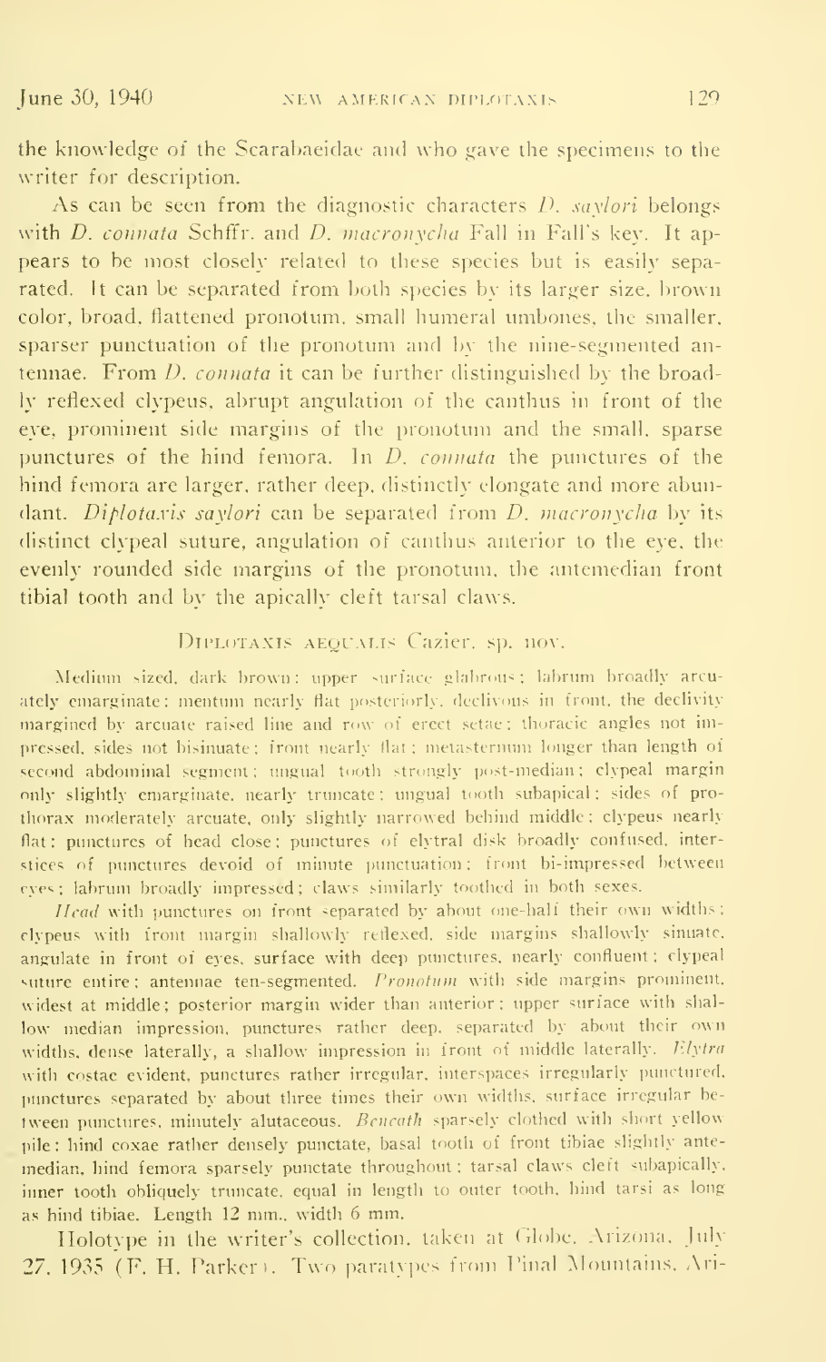the knowledge of the Scarabaeidae and who gave the specimens to the writer for description.

As can be seen from the diagnostic characters *D. saylori* belongs with *D. connata* Schffr. and *D. macronycha* Fall in Fall's key. It appears to be most closely related to these species but is easily separated. It can be separated from both species by its larger size, brown color, broad, flattened pronotum, small humeral umbones, the smaller, sparser punctuation of the pronotum and by the nine-segmented antennae. From *D. connata* it can be further distinguished by the broadly reflexed clypeus, abrupt angulation of the canthus in front of the eye, prominent side margins of the pronotum and the small, sparse punctures of the hind femora. In *D. connata* the punctures of the hind femora are larger, rather deep, distinctly elongate and more abundant. *Diplotaxis saylori* can be separated from *D. macronycha* by its distinct clypeal suture, angulation of canthus anterior to the eye, the evenly rounded side margins of the pronotum, the antemedian front tibial tooth and by the apically cleft tarsal claws.

## Diplotaxis aequalis Cazier, sp. nov.

Medium sized, dark brown; upper surface glabrous; labrum broadly arcuately emarginate; mentum nearly flat posteriorly, declivous in front, the declivity margined by arcuate raised line and row of erect setae; thoracic angles not impressed, sides not bisinuate; front nearly flat; metasternum longer than length of second abdominal segment; ungual tooth strongly post-median; clypeal margin only slightly emarginate, nearly truncate; ungual tooth subapical; sides of prothorax moderately arcuate, only slightly narrowed behind middle; clypeus nearly flat; punctures of head close; punctures of elytral disk broadly confused, interstices of punctures devoid of minute punctuation; front bi-impressed between eyes; labrum broadly impressed; claws similarly toothed in both sexes.

*Head* with punctures on front separated by about one-half their own widths; clypeus with front margin shallowly reflexed, side margins shallowly sinuate, angulate in front of eyes, surface with deep punctures, nearly confluent; clypeal suture entire; antennae ten-segmented. *Pronotum* with side margins prominent, widest at middle; posterior margin wider than anterior; upper surface with shallow median impression, punctures rather deep, separated by about their own widths, dense laterally, a shallow impression in front of middle laterally. *Elytra* with costae evident, punctures rather irregular, interspaces irregularly punctured, punctures separated by about three times their own widths, surface irregular between punctures, minutely alutaceous. *Beneath* sparsely clothed with short yellow pile; hind coxae rather densely punctate, basal tooth of front tibiae slightly antemedian, hind femora sparsely punctate throughout; tarsal claws cleft subapically, inner tooth obliquely truncate, equal in length to outer tooth, hind tarsi as long as hind tibiae. Length 12 mm., width 6 mm.

Holotype in the writer's collection, taken at Globe, Arizona, July 27, 1935 (F. H. Parker). Two paratypes from Pinal Mountains, Ari-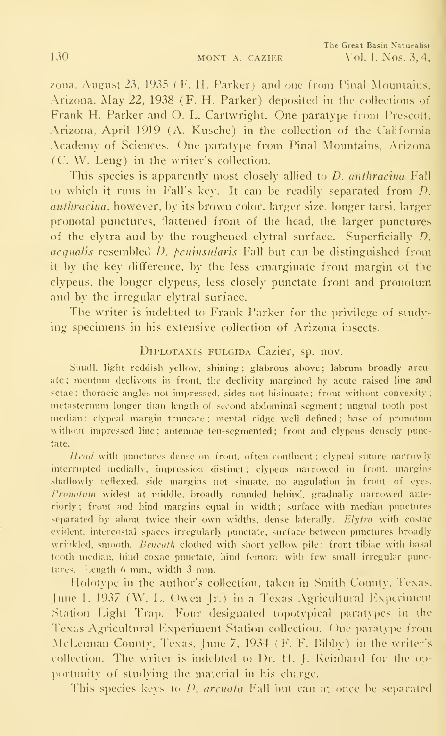zona, August 23, 1935 (F. H. Parker) and one from Pinal Mountains, Arizona, May 22, 1938 (F. H. Parker) deposited in the collections of Frank H. Parker and O. L. Cartwright. One paratype from Prescott, Arizona, April 1919 (A. Kusche) in the collection of the California Academy of Sciences. One paratype from Pinal Mountains, Arizona (C. W. Leng) in the writer's collection.

This species is apparently most closely allied to *D. anthracina* Fall to which it runs in Fall's key. It can be readily separated from *D. anthracina*, however, by its brown color, larger size, longer tarsi, larger pronotal punctures, flattened front of the head, the larger punctures of the elytra and by the roughened elytral surface. Superficially *D. aequalis* resembled *D. peninsularis* Fall but can be distinguished from it by the key difference, by the less emarginate front margin of the clypeus, the longer clypeus, less closely punctate front and pronotum and by the irregular elytral surface.

The writer is indebted to Frank Parker for the privilege of studying specimens in his extensive collection of Arizona insects.

## Diplotaxis fulgida Cazier, sp. nov.

Small, light reddish yellow, shining; glabrous above; labrum broadly arcuate; mentum declivous in front, the declivity margined by acute raised line and setae; thoracic angles not impressed, sides not bisinuate; front without convexity; metasternum longer than length of second abdominal segment; ungual tooth postmedian; clypeal margin truncate; mental ridge well defined; base of pronotum without impressed line; antennae ten-segmented; front and clypeus densely punctate.

*Head* with punctures dense on front, often confluent; clypeal suture narrowly interrupted medially, impression distinct; clypeus narrowed in front, margins shallowly reflexed, side margins not sinuate, no angulation in front of eyes. *Pronotum* widest at middle, broadly rounded behind, gradually narrowed anteriorly; front and hind margins equal in width; surface with median punctures separated by about twice their own widths, dense laterally. *Elytra* with costae evident, intercostal spaces irregularly punctate, surface between punctures broadly wrinkled, smooth. *Beneath* clothed with short yellow pile; front tibiae with basal tooth median, hind coxae punctate, hind femora with few small irregular punctures. Length 6 mm., width 3 mm.

Holotype in the author's collection, taken in Smith County, Texas, June 1, 1937 (W. L. Owen Jr.) in a Texas Agricultural Experiment Station Light Trap. Four designated topotypical paratypes in the Texas Agricultural Experiment Station collection. One paratype from McLennan County, Texas, June 7, 1934 (F. F. Bibby) in the writer's collection. The writer is indebted to Dr. H. J. Reinhard for the opportunity of studying the material in his charge.

This species keys to *D. arcuata* Fall but can at once be separated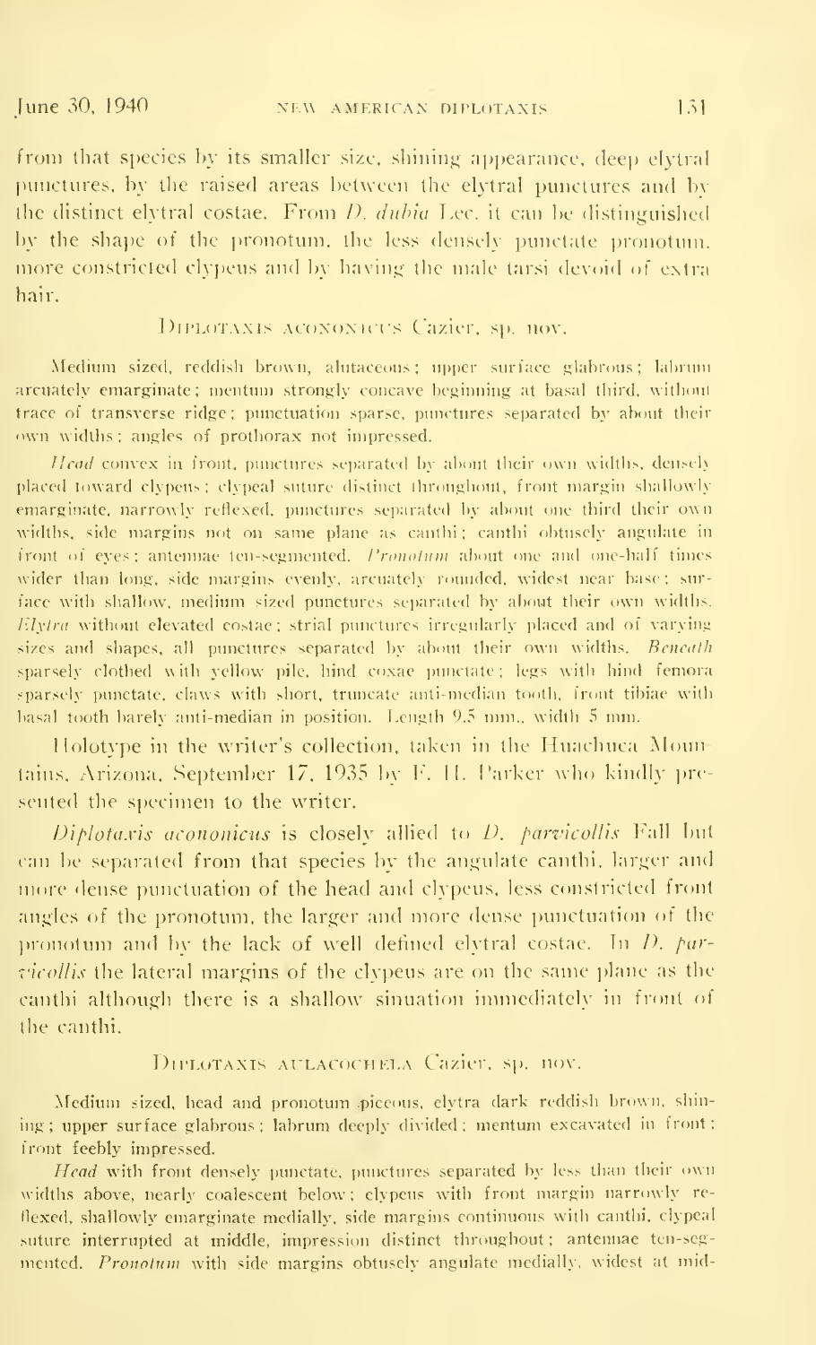from that species by its smaller size, shining appearance, deep elytral punctures, by the raised areas between the elytral punctures and by the distinct elytral costae. From *D. dubia* Lec. it can be distinguished by the shape of the pronotum, the less densely punctate pronotum, more constricted clypeus and by having the male tarsi devoid of extra hair.

### Diplotaxis acononicus Cazier, sp. nov.

Medium sized, reddish brown, alutaceous; upper surface glabrous; labrum arcuately emarginate; mentum strongly concave beginning at basal third, without trace of transverse ridge; punctuation sparse, punctures separated by about their own widths; angles of prothorax not impressed.

*Head* convex in front, punctures separated by about their own widths, densely placed toward clypeus; clypeal suture distinct throughout, front margin shallowly emarginate, narrowly reflexed, punctures separated by about one third their own widths, side margins not on same plane as canthi; canthi obtusely angulate in front of eyes; antennae ten-segmented. *Pronotum* about one and one-half times wider than long, side margins evenly, arcuately rounded, widest near base; surface with shallow, medium sized punctures separated by about their own widths. *Elytra* without elevated costae; strial punctures irregularly placed and of varying sizes and shapes, all punctures separated by about their own widths. *Beneath* sparsely clothed with yellow pile, hind coxae punctate; legs with hind femora sparsely punctate, claws with short, truncate anti-median tooth, front tibiae with basal tooth barely anti-median in position. Length 9.5 mm., width 5 mm.

Holotype in the writer's collection, taken in the Huachuca Mountains, Arizona, September 17, 1935 by F. H. Parker who kindly presented the specimen to the writer.

*Diplotaxis acononicus* is closely allied to *D. parvicollis* Fall but can be separated from that species by the angulate canthi, larger and more dense punctuation of the head and clypeus, less constricted front angles of the pronotum, the larger and more dense punctuation of the pronotum and by the lack of well defined elytral costae. In *D. parvicollis* the lateral margins of the clypeus are on the same plane as the canthi although there is a shallow sinuation immediately in front of the canthi.

### Diplotaxis aulacochela Cazier, sp. nov.

Medium sized, head and pronotum piceous, elytra dark reddish brown, shining; upper surface glabrous; labrum deeply divided; mentum excavated in front; front feebly impressed.

*Head* with front densely punctate, punctures separated by less than their own widths above, nearly coalescent below; clypeus with front margin narrowly reflexed, shallowly emarginate medially, side margins continuous with canthi, clypeal suture interrupted at middle, impression distinct throughout; antennae ten-segmented. *Pronotum* with side margins obtusely angulate medially, widest at mid-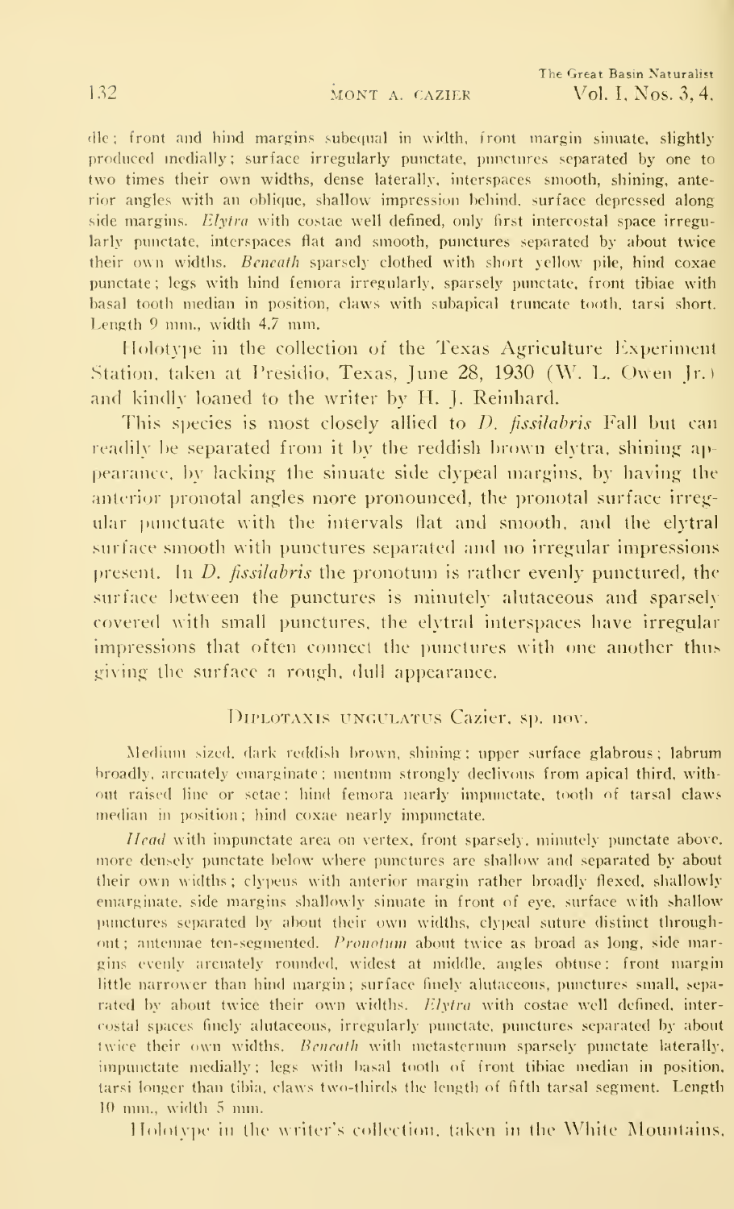dle; front and hind margins subequal in width, front margin sinuate, slightly produced medially; surface irregularly punctate, punctures separated by one to two times their own widths, dense laterally, interspaces smooth, shining, anterior angles with an oblique, shallow impression behind, surface depressed along side margins. *Elytra* with costae well defined, only first intercostal space irregularly punctate, interspaces flat and smooth, punctures separated by about twice their own widths. *Beneath* sparsely clothed with short yellow pile, hind coxae punctate; legs with hind femora irregularly, sparsely punctate, front tibiae with basal tooth median in position, claws with subapical truncate tooth, tarsi short. Length 9 mm., width 4.7 mm.

Holotype in the collection of the Texas Agriculture Experiment Station, taken at Presidio, Texas, June 28, 1930 (W. L. Owen Jr.) and kindly loaned to the writer by H. J. Reinhard.

This species is most closely allied to *D. fissilabris* Fall but can readily be separated from it by the reddish brown elytra, shining appearance, by lacking the sinuate side clypeal margins, by having the anterior pronotal angles more pronounced, the pronotal surface irregular punctuate with the intervals flat and smooth, and the elytral surface smooth with punctures separated and no irregular impressions present. In *D. fissilabris* the pronotum is rather evenly punctured, the surface between the punctures is minutely alutaceous and sparsely covered with small punctures, the elytral interspaces have irregular impressions that often connect the punctures with one another thus giving the surface a rough, dull appearance.

## Diplotaxis ungulatus Cazier, sp. nov.

Medium sized, dark reddish brown, shining; upper surface glabrous; labrum broadly, arcuately emarginate; mentum strongly declivous from apical third, without raised line or setae; hind femora nearly impunctate, tooth of tarsal claws median in position; hind coxae nearly impunctate.

*Head* with impunctate area on vertex, front sparsely, minutely punctate above, more densely punctate below where punctures are shallow and separated by about their own widths; clypeus with anterior margin rather broadly flexed, shallowly emarginate, side margins shallowly sinuate in front of eye, surface with shallow punctures separated by about their own widths, clypeal suture distinct throughout; antennae ten-segmented. *Pronotum* about twice as broad as long, side margins evenly arcuately rounded, widest at middle, angles obtuse; front margin little narrower than hind margin; surface finely alutaceous, punctures small, separated by about twice their own widths. *Elytra* with costae well defined, intercostal spaces finely alutaceous, irregularly punctate, punctures separated by about twice their own widths. *Beneath* with metasternum sparsely punctate laterally, impunctate medially; legs with basal tooth of front tibiae median in position, tarsi longer than tibia, claws two-thirds the length of fifth tarsal segment. Length 10 mm., width 5 mm.

Holotype in the writer's collection, taken in the White Mountains,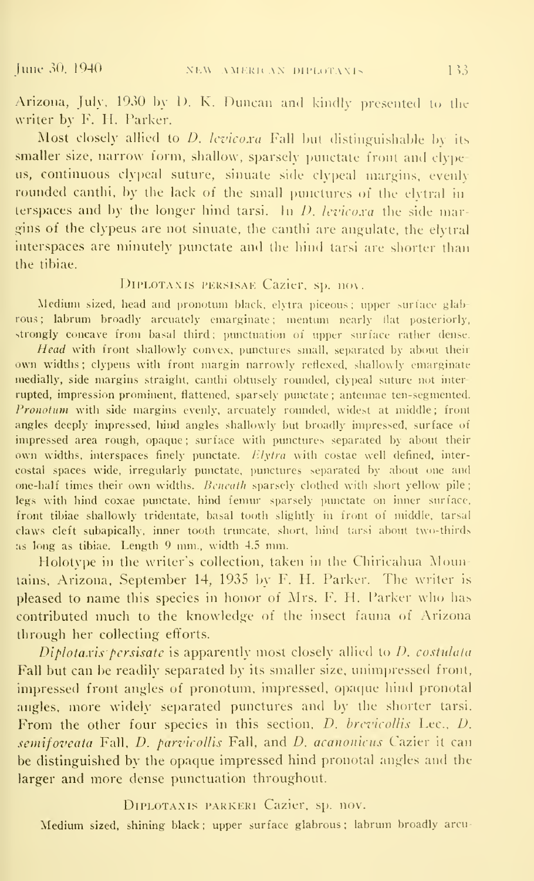Arizona, July, 1930 by D. K. Duncan and kindly presented to the writer by F. H. Parker.

Most closely allied to *D. levicoxa* Fall but distinguishable by its smaller size, narrow form, shallow, sparsely punctate front and clypeus, continuous clypeal suture, sinuate side clypeal margins, evenly rounded canthi, by the lack of the small punctures of the elytral interspaces and by the longer hind tarsi. In *D. levicoxa* the side margins of the clypeus are not sinuate, the canthi are angulate, the elytral interspaces are minutely punctate and the hind tarsi are shorter than the tibiae.

### Diplotaxis persisae Cazier, sp. nov.

Medium sized, head and pronotum black, elytra piceous; upper surface glabrous; labrum broadly arcuately emarginate; mentum nearly flat posteriorly, strongly concave from basal third; punctuation of upper surface rather dense.

*Head* with front shallowly convex, punctures small, separated by about their own widths; clypeus with front margin narrowly reflexed, shallowly emarginate medially, side margins straight, canthi obtusely rounded, clypeal suture not interrupted, impression prominent, flattened, sparsely punctate; antennae ten-segmented. *Pronotum* with side margins evenly, arcuately rounded, widest at middle; front angles deeply impressed, hind angles shallowly but broadly impressed, surface of impressed area rough, opaque; surface with punctures separated by about their own widths, interspaces finely punctate. *Elytra* with costae well defined, intercostal spaces wide, irregularly punctate, punctures separated by about one and one-half times their own widths. *Beneath* sparsely clothed with short yellow pile; legs with hind coxae punctate, hind femur sparsely punctate on inner surface, front tibiae shallowly tridentate, basal tooth slightly in front of middle, tarsal claws cleft subapically, inner tooth truncate, short, hind tarsi about two-thirds as long as tibiae. Length 9 mm., width 4.5 mm.

Holotype in the writer's collection, taken in the Chiricahua Mountains, Arizona, September 14, 1935 by F. H. Parker. The writer is pleased to name this species in honor of Mrs. F. H. Parker who has contributed much to the knowledge of the insect fauna of Arizona through her collecting efforts.

*Diplotaxis persisate* is apparently most closely allied to *D. costulata* Fall but can be readily separated by its smaller size, unimpressed front, impressed front angles of pronotum, impressed, opaque hind pronotal angles, more widely separated punctures and by the shorter tarsi. From the other four species in this section, *D. brevicollis* Lec., *D. semifoveata* Fall, *D. parvicollis* Fall, and *D. acanonicus* Cazier it can be distinguished by the opaque impressed hind pronotal angles and the larger and more dense punctuation throughout.

### Diplotaxis parkeri Cazier, sp. nov.

Medium sized, shining black; upper surface glabrous; labrum broadly arcu-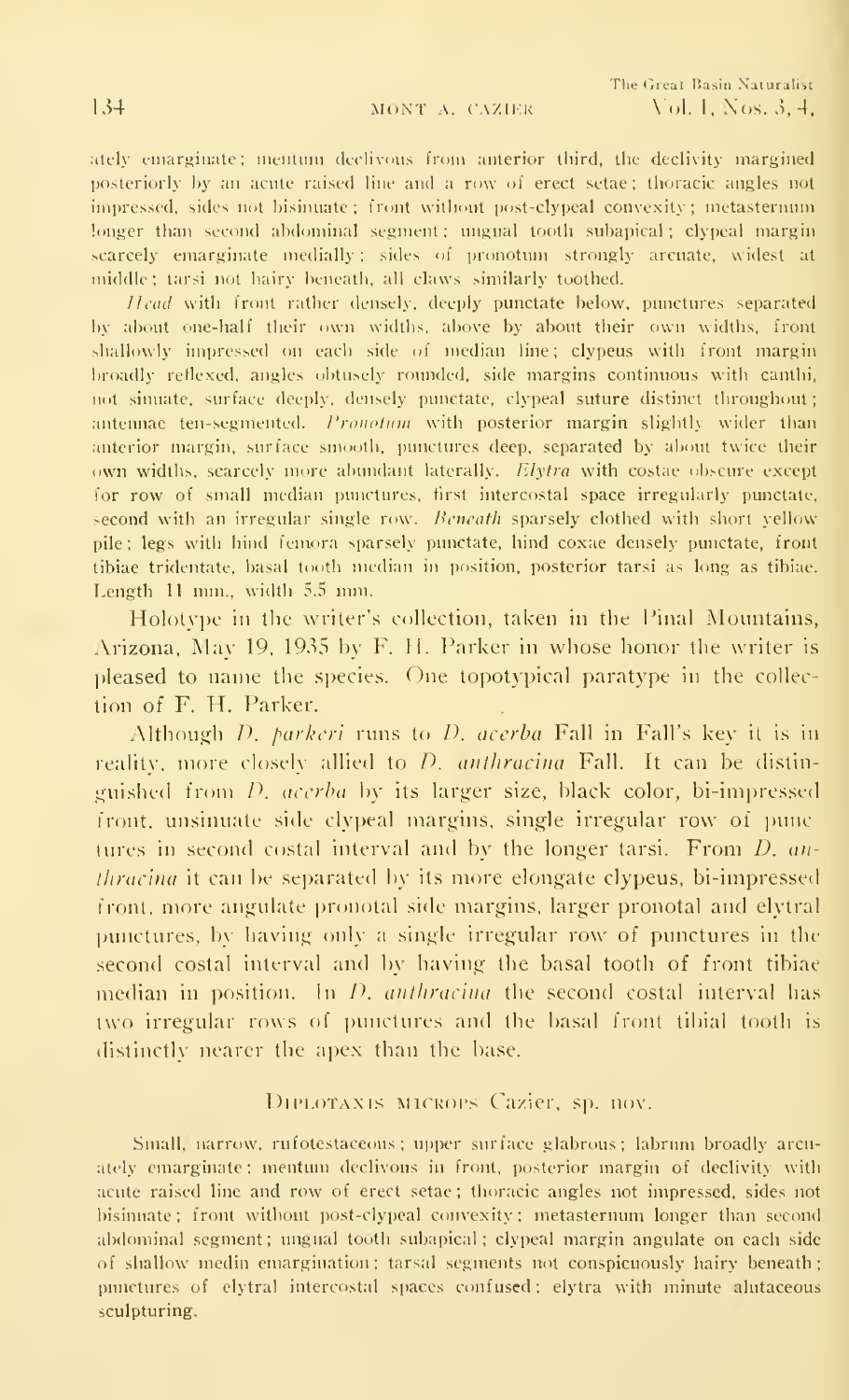ately emarginate; mentum declivous from anterior third, the declivity margined posteriorly by an acute raised line and a row of erect setae; thoracic angles not impressed, sides not bisinuate; front without post-clypeal convexity; metasternum longer than second abdominal segment; ungual tooth subapical; clypeal margin scarcely emarginate medially; sides of pronotum strongly arcuate, widest at middle; tarsi not hairy beneath, all claws similarly toothed.

*Head* with front rather densely, deeply punctate below, punctures separated by about one-half their own widths, above by about their own widths, front shallowly impressed on each side of median line; clypeus with front margin broadly reflexed, angles obtusely rounded, side margins continuous with canthi, not sinuate, surface deeply, densely punctate, clypeal suture distinct throughout; antennae ten-segmented. *Pronotum* with posterior margin slightly wider than anterior margin, surface smooth, punctures deep, separated by about twice their own widths, scarcely more abundant laterally. *Elytra* with costae obscure except for row of small median punctures, first intercostal space irregularly punctate, second with an irregular single row. *Beneath* sparsely clothed with short yellow pile; legs with hind femora sparsely punctate, hind coxae densely punctate, front tibiae tridentate, basal tooth median in position, posterior tarsi as long as tibiae. Length 11 mm., width 5.5 mm.

Holotype in the writer's collection, taken in the Pinal Mountains, Arizona, May 19, 1935 by F. H. Parker in whose honor the writer is pleased to name the species. One topotypical paratype in the collection of F. H. Parker.

Although *D. parkeri* runs to *D. acerba* Fall in Fall's key it is in reality, more closely allied to *D. anthracina* Fall. It can be distinguished from *D. acerba* by its larger size, black color, bi-impressed front, unsinuate side clypeal margins, single irregular row of punctures in second costal interval and by the longer tarsi. From *D. anthracina* it can be separated by its more elongate clypeus, bi-impressed front, more angulate pronotal side margins, larger pronotal and elytral punctures, by having only a single irregular row of punctures in the second costal interval and by having the basal tooth of front tibiae median in position. In *D. anthracina* the second costal interval has two irregular rows of punctures and the basal front tibial tooth is distinctly nearer the apex than the base.

## Diplotaxis microps Cazier, sp. nov.

Small, narrow, rufotestaceous; upper surface glabrous; labrum broadly arcuately emarginate; mentum declivous in front, posterior margin of declivity with acute raised line and row of erect setae; thoracic angles not impressed, sides not bisinuate; front without post-clypeal convexity; metasternum longer than second abdominal segment; ungual tooth subapical; clypeal margin angulate on each side of shallow medin emargination; tarsal segments not conspicuously hairy beneath; punctures of elytral intercostal spaces confused; elytra with minute alutaceous sculpturing.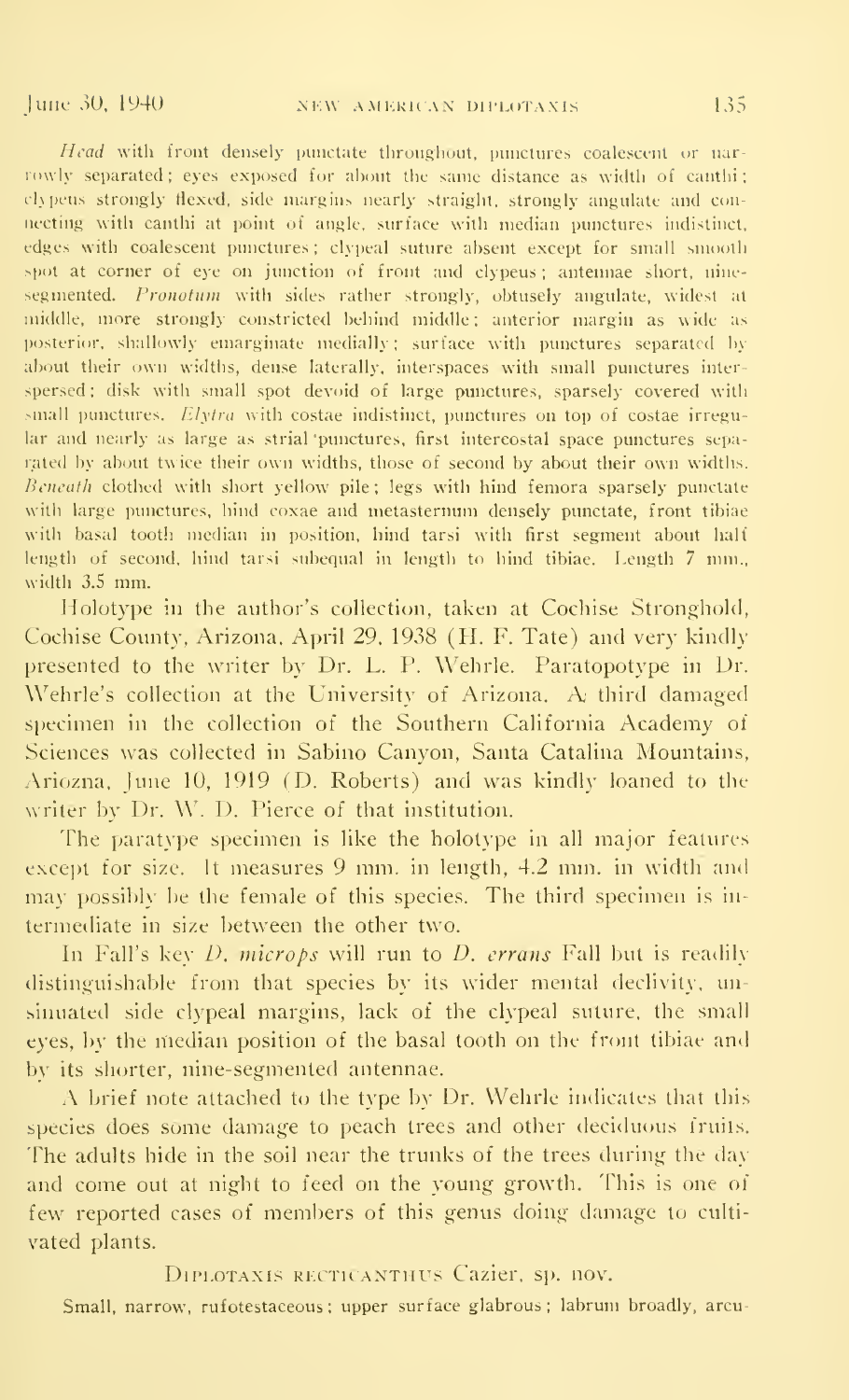*Head* with front densely punctate throughout, punctures coalescent or narrowly separated; eyes exposed for about the same distance as width of canthi; clypeus strongly flexed, side margins nearly straight, strongly angulate and connecting with canthi at point of angle, surface with median punctures indistinct, edges with coalescent punctures; clypeal suture absent except for small smooth spot at corner of eye on junction of front and clypeus; antennae short, nine-segmented. *Pronotum* with sides rather strongly, obtusely angulate, widest at middle, more strongly constricted behind middle; anterior margin as wide as posterior, shallowly emarginate medially; surface with punctures separated by about their own widths, dense laterally, interspaces with small punctures interspersed; disk with small spot devoid of large punctures, sparsely covered with small punctures. *Elytra* with costae indistinct, punctures on top of costae irregular and nearly as large as strial punctures, first intercostal space punctures separated by about twice their own widths, those of second by about their own widths. *Beneath* clothed with short yellow pile; legs with hind femora sparsely punctate with large punctures, hind coxae and metasternum densely punctate, front tibiae with basal tooth median in position, hind tarsi with first segment about half length of second, hind tarsi subequal in length to hind tibiae. Length 7 mm., width 3.5 mm.

Holotype in the author's collection, taken at Cochise Stronghold, Cochise County, Arizona, April 29, 1938 (H. F. Tate) and very kindly presented to the writer by Dr. L. P. Wehrle. Paratopotype in Dr. Wehrle's collection at the University of Arizona. A third damaged specimen in the collection of the Southern California Academy of Sciences was collected in Sabino Canyon, Santa Catalina Mountains, Ariozna, June 10, 1919 (D. Roberts) and was kindly loaned to the writer by Dr. W. D. Pierce of that institution.

The paratype specimen is like the holotype in all major features except for size. It measures 9 mm. in length, 4.2 mm. in width and may possibly be the female of this species. The third specimen is intermediate in size between the other two.

In Fall's key *D. microps* will run to *D. errans* Fall but is readily distinguishable from that species by its wider mental declivity, unsinuated side clypeal margins, lack of the clypeal suture, the small eyes, by the median position of the basal tooth on the front tibiae and by its shorter, nine-segmented antennae.

A brief note attached to the type by Dr. Wehrle indicates that this species does some damage to peach trees and other deciduous fruits. The adults hide in the soil near the trunks of the trees during the day and come out at night to feed on the young growth. This is one of few reported cases of members of this genus doing damage to cultivated plants.

### Diplotaxis recticanthus Cazier, sp. nov.

Small, narrow, rufotestaceous; upper surface glabrous; labrum broadly, arcu-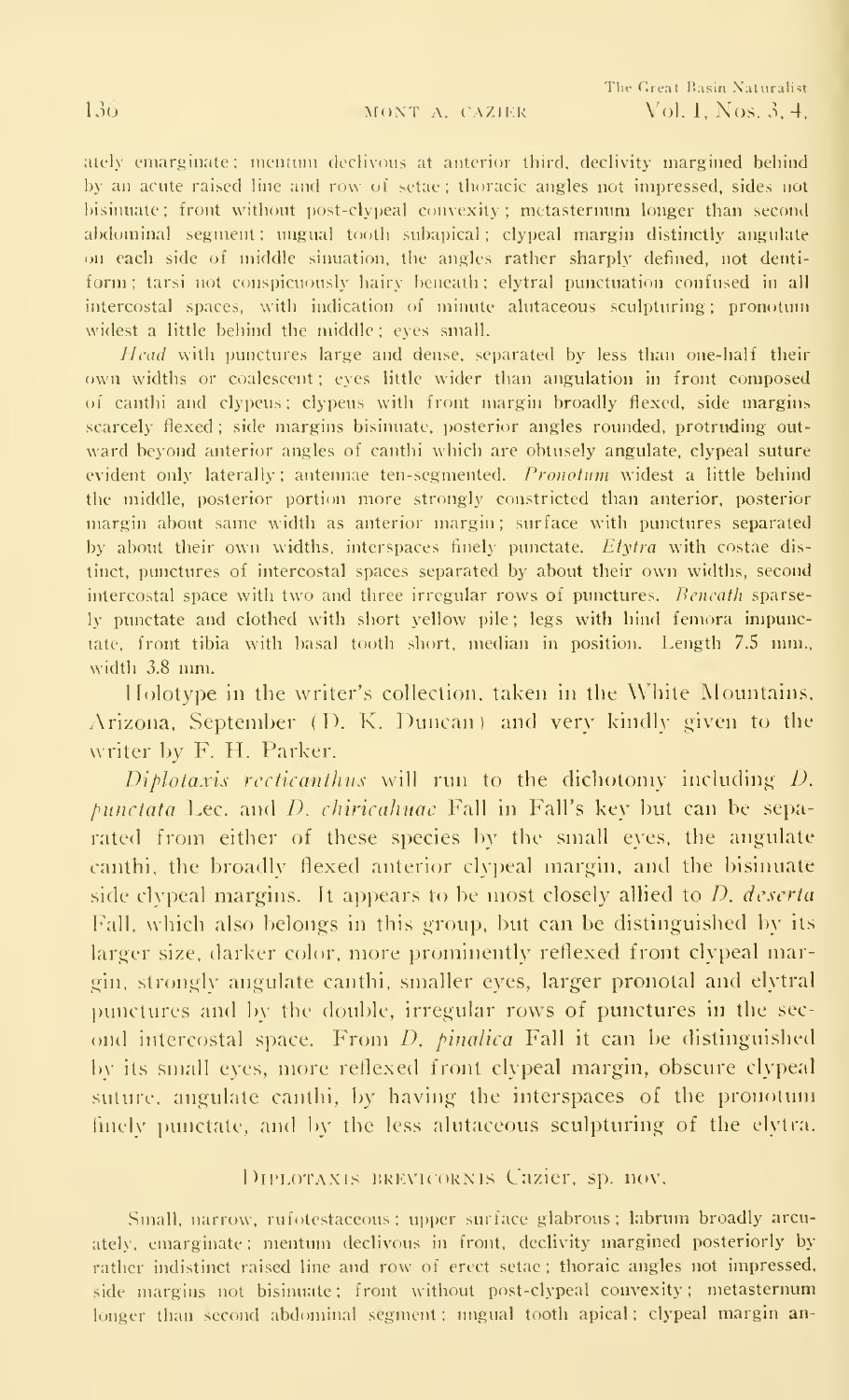ately emarginate; mentum declivous at anterior third, declivity margined behind by an acute raised line and row of setae; thoracic angles not impressed, sides not bisinuate; front without post-clypeal convexity; metasternum longer than second abdominal segment; ungual tooth subapical; clypeal margin distinctly angulate on each side of middle sinuation, the angles rather sharply defined, not dentiform; tarsi not conspicuously hairy beneath; elytral punctuation confused in all intercostal spaces, with indication of minute alutaceous sculpturing; pronotum widest a little behind the middle; eyes small.

*Head* with punctures large and dense, separated by less than one-half their own widths or coalescent; eyes little wider than angulation in front composed of canthi and clypeus; clypeus with front margin broadly flexed, side margins scarcely flexed; side margins bisinuate, posterior angles rounded, protruding outward beyond anterior angles of canthi which are obtusely angulate, clypeal suture evident only laterally; antennae ten-segmented. *Pronotum* widest a little behind the middle, posterior portion more strongly constricted than anterior, posterior margin about same width as anterior margin; surface with punctures separated by about their own widths, interspaces finely punctate. *Elytra* with costae distinct, punctures of intercostal spaces separated by about their own widths, second intercostal space with two and three irregular rows of punctures. *Beneath* sparsely punctate and clothed with short yellow pile; legs with hind femora impunctate, front tibia with basal tooth short, median in position. Length 7.5 mm., width 3.8 mm.

Holotype in the writer's collection, taken in the White Mountains, Arizona, September (D. K. Duncan) and very kindly given to the writer by F. H. Parker.

*Diplotaxis recticanthus* will run to the dichotomy including *D. punctata* Lec. and *D. chiricahuae* Fall in Fall's key but can be separated from either of these species by the small eyes, the angulate canthi, the broadly flexed anterior clypeal margin, and the bisinuate side clypeal margins. It appears to be most closely allied to *D. deserta* Fall, which also belongs in this group, but can be distinguished by its larger size, darker color, more prominently reflexed front clypeal margin, strongly angulate canthi, smaller eyes, larger pronotal and elytral punctures and by the double, irregular rows of punctures in the second intercostal space. From *D. pinalica* Fall it can be distinguished by its small eyes, more reflexed front clypeal margin, obscure clypeal suture, angulate canthi, by having the interspaces of the pronotum finely punctate, and by the less alutaceous sculpturing of the elytra.

## Diplotaxis brevicornis Cazier, sp. nov.

Small, narrow, rufotestaceous; upper surface glabrous; labrum broadly arcuately, emarginate; mentum declivous in front, declivity margined posteriorly by rather indistinct raised line and row of erect setae; thoraic angles not impressed, side margins not bisinuate; front without post-clypeal convexity; metasternum longer than second abdominal segment; ungual tooth apical; clypeal margin an-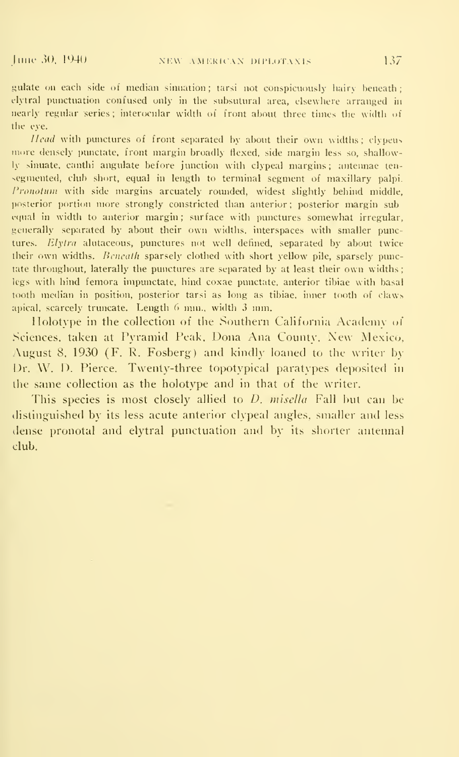gulate on each side of median sinuation; tarsi not conspicuously hairy beneath; elytral punctuation confused only in the subsutural area, elsewhere arranged in nearly regular series; interocular width of front about three times the width of the eye.

*Head* with punctures of front separated by about their own widths; clypeus more densely punctate, front margin broadly flexed, side margin less so, shallowly sinuate, canthi angulate before junction with clypeal margins; antennae ten-segmented, club short, equal in length to terminal segment of maxillary palpi. *Pronotum* with side margins arcuately rounded, widest slightly behind middle, posterior portion more strongly constricted than anterior; posterior margin subequal in width to anterior margin; surface with punctures somewhat irregular, generally separated by about their own widths, interspaces with smaller punctures. *Elytra* alutaceous, punctures not well defined, separated by about twice their own widths. *Beneath* sparsely clothed with short yellow pile, sparsely punctate throughout, laterally the punctures are separated by at least their own widths; legs with hind femora impunctate, hind coxae punctate, anterior tibiae with basal tooth median in position, posterior tarsi as long as tibiae, inner tooth of claws apical, scarcely truncate. Length 6 mm., width 3 mm.

Holotype in the collection of the Southern California Academy of Sciences, taken at Pyramid Peak, Dona Ana County, New Mexico, August 8, 1930 (F. R. Fosberg) and kindly loaned to the writer by Dr. W. D. Pierce. Twenty-three topotypical paratypes deposited in the same collection as the holotype and in that of the writer.

This species is most closely allied to *D. misella* Fall but can be distinguished by its less acute anterior clypeal angles, smaller and less dense pronotal and elytral punctuation and by its shorter antennal club.